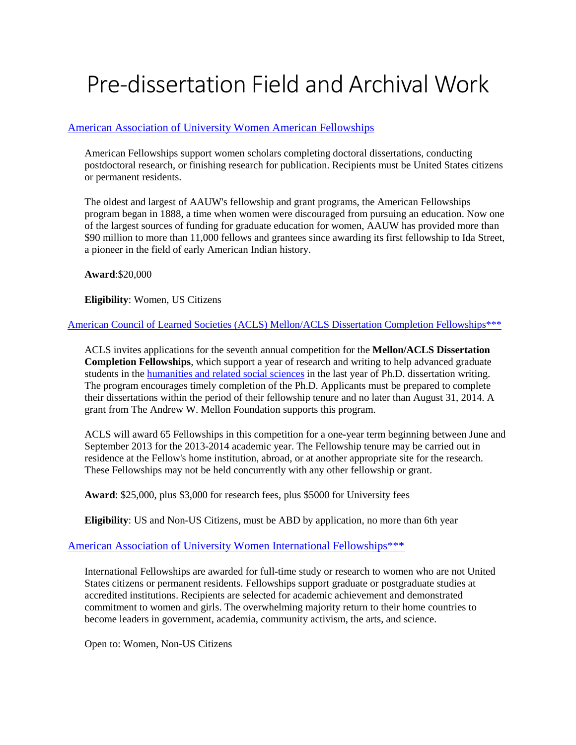# Pre-dissertation Field and Archival Work

[American Association of University Women American Fellowships](#)

American Fellowships support women scholars completing doctoral dissertations, conducting postdoctoral research, or finishing research for publication. Recipients must be United States citizens or permanent residents.

The oldest and largest of AAUW's fellowship and grant programs, the American Fellowships program began in 1888, a time when women were discouraged from pursuing an education. Now one of the largest sources of funding for graduate education for women, AAUW has provided more than $90 million to more than 11,000 fellows and grantees since awarding its first fellowship to Ida Street, a pioneer in the field of early American Indian history.

**Award**:$20,000

**Eligibility**: Women, US Citizens

[American Council of Learned Societies (ACLS) Mellon/ACLS Dissertation Completion Fellowships***](#)

ACLS invites applications for the seventh annual competition for the **Mellon/ACLS Dissertation Completion Fellowships**, which support a year of research and writing to help advanced graduate students in the [humanities and related social sciences](#) in the last year of Ph.D. dissertation writing. The program encourages timely completion of the Ph.D. Applicants must be prepared to complete their dissertations within the period of their fellowship tenure and no later than August 31, 2014. A grant from The Andrew W. Mellon Foundation supports this program.

ACLS will award 65 Fellowships in this competition for a one-year term beginning between June and September 2013 for the 2013-2014 academic year. The Fellowship tenure may be carried out in residence at the Fellow's home institution, abroad, or at another appropriate site for the research. These Fellowships may not be held concurrently with any other fellowship or grant.

**Award**: $25,000, plus $3,000 for research fees, plus $5000 for University fees

**Eligibility**: US and Non-US Citizens, must be ABD by application, no more than 6th year

[American Association of University Women International Fellowships***](#)

International Fellowships are awarded for full-time study or research to women who are not United States citizens or permanent residents. Fellowships support graduate or postgraduate studies at accredited institutions. Recipients are selected for academic achievement and demonstrated commitment to women and girls. The overwhelming majority return to their home countries to become leaders in government, academia, community activism, the arts, and science.

Open to: Women, Non-US Citizens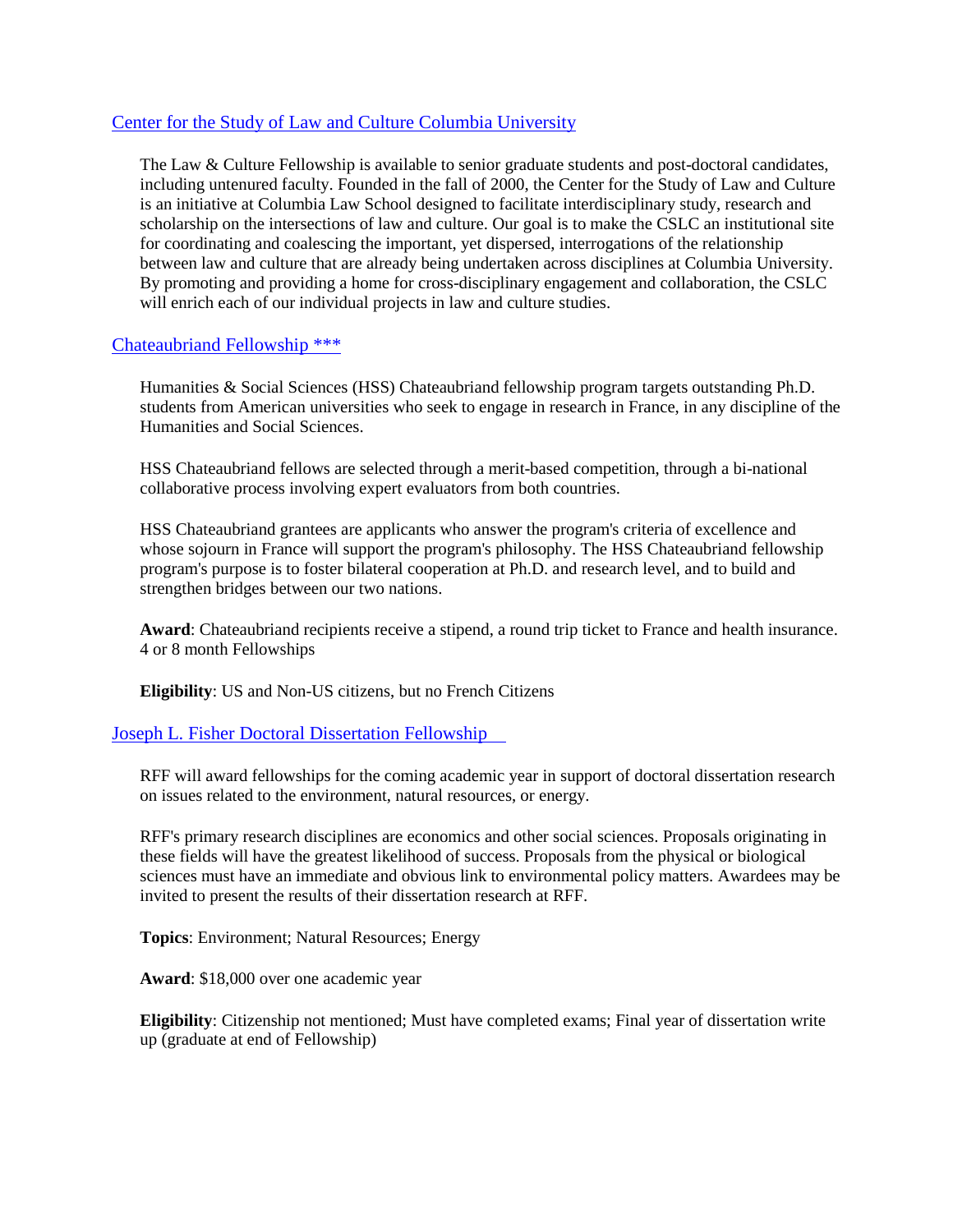## [Center for the Study of Law and Culture Columbia University]

The Law & Culture Fellowship is available to senior graduate students and post-doctoral candidates, including untenured faculty. Founded in the fall of 2000, the Center for the Study of Law and Culture is an initiative at Columbia Law School designed to facilitate interdisciplinary study, research and scholarship on the intersections of law and culture. Our goal is to make the CSLC an institutional site for coordinating and coalescing the important, yet dispersed, interrogations of the relationship between law and culture that are already being undertaken across disciplines at Columbia University. By promoting and providing a home for cross-disciplinary engagement and collaboration, the CSLC will enrich each of our individual projects in law and culture studies.

## [Chateaubriand Fellowship ***]

Humanities & Social Sciences (HSS) Chateaubriand fellowship program targets outstanding Ph.D. students from American universities who seek to engage in research in France, in any discipline of the Humanities and Social Sciences.

HSS Chateaubriand fellows are selected through a merit-based competition, through a bi-national collaborative process involving expert evaluators from both countries.

HSS Chateaubriand grantees are applicants who answer the program's criteria of excellence and whose sojourn in France will support the program's philosophy. The HSS Chateaubriand fellowship program's purpose is to foster bilateral cooperation at Ph.D. and research level, and to build and strengthen bridges between our two nations.

**Award**: Chateaubriand recipients receive a stipend, a round trip ticket to France and health insurance. 4 or 8 month Fellowships

**Eligibility**: US and Non-US citizens, but no French Citizens

## [Joseph L. Fisher Doctoral Dissertation Fellowship]

RFF will award fellowships for the coming academic year in support of doctoral dissertation research on issues related to the environment, natural resources, or energy.

RFF's primary research disciplines are economics and other social sciences. Proposals originating in these fields will have the greatest likelihood of success. Proposals from the physical or biological sciences must have an immediate and obvious link to environmental policy matters. Awardees may be invited to present the results of their dissertation research at RFF.

**Topics**: Environment; Natural Resources; Energy

**Award**: $18,000 over one academic year

**Eligibility**: Citizenship not mentioned; Must have completed exams; Final year of dissertation write up (graduate at end of Fellowship)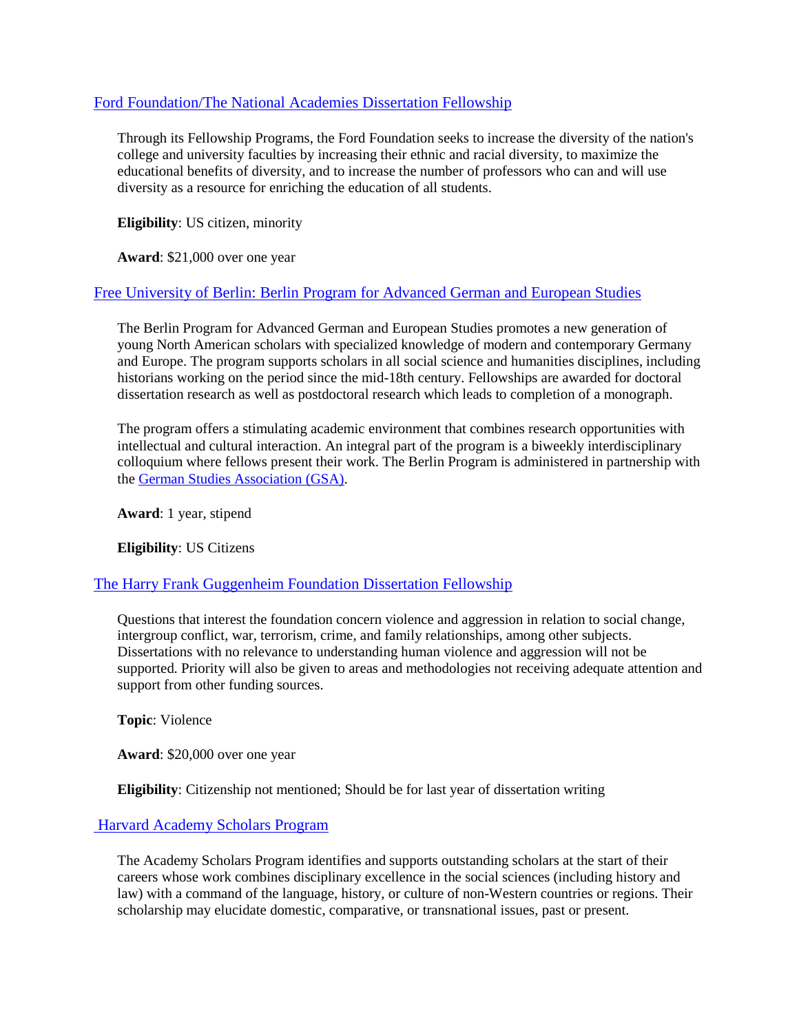[Ford Foundation/The National Academies Dissertation Fellowship]

Through its Fellowship Programs, the Ford Foundation seeks to increase the diversity of the nation's college and university faculties by increasing their ethnic and racial diversity, to maximize the educational benefits of diversity, and to increase the number of professors who can and will use diversity as a resource for enriching the education of all students.

**Eligibility**: US citizen, minority

**Award**: $21,000 over one year

[Free University of Berlin: Berlin Program for Advanced German and European Studies]

The Berlin Program for Advanced German and European Studies promotes a new generation of young North American scholars with specialized knowledge of modern and contemporary Germany and Europe. The program supports scholars in all social science and humanities disciplines, including historians working on the period since the mid-18th century. Fellowships are awarded for doctoral dissertation research as well as postdoctoral research which leads to completion of a monograph.

The program offers a stimulating academic environment that combines research opportunities with intellectual and cultural interaction. An integral part of the program is a biweekly interdisciplinary colloquium where fellows present their work. The Berlin Program is administered in partnership with the [German Studies Association (GSA)].

**Award**: 1 year, stipend

**Eligibility**: US Citizens

[The Harry Frank Guggenheim Foundation Dissertation Fellowship]

Questions that interest the foundation concern violence and aggression in relation to social change, intergroup conflict, war, terrorism, crime, and family relationships, among other subjects. Dissertations with no relevance to understanding human violence and aggression will not be supported. Priority will also be given to areas and methodologies not receiving adequate attention and support from other funding sources.

**Topic**: Violence

**Award**: $20,000 over one year

**Eligibility**: Citizenship not mentioned; Should be for last year of dissertation writing

[Harvard Academy Scholars Program]

The Academy Scholars Program identifies and supports outstanding scholars at the start of their careers whose work combines disciplinary excellence in the social sciences (including history and law) with a command of the language, history, or culture of non-Western countries or regions. Their scholarship may elucidate domestic, comparative, or transnational issues, past or present.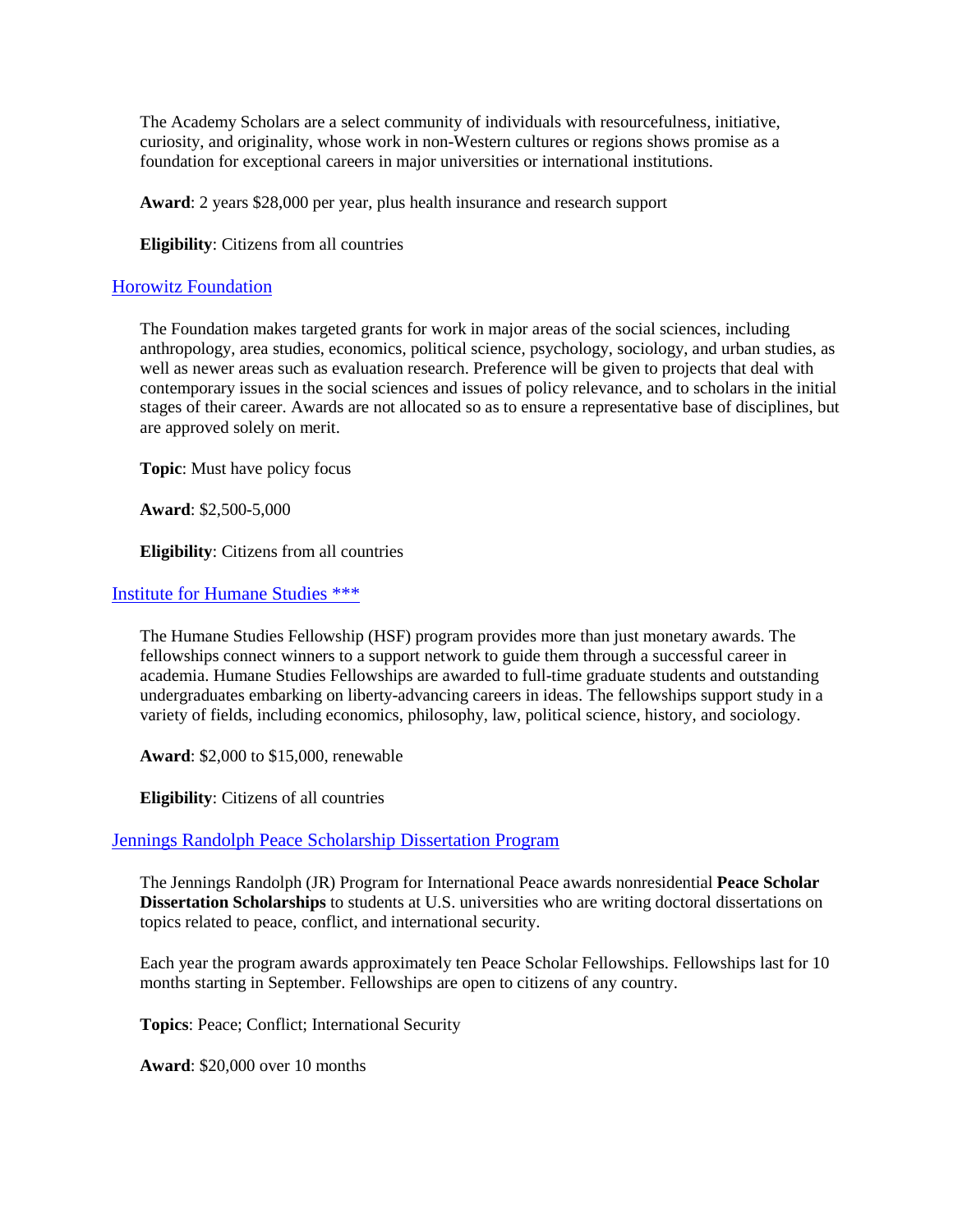The Academy Scholars are a select community of individuals with resourcefulness, initiative, curiosity, and originality, whose work in non-Western cultures or regions shows promise as a foundation for exceptional careers in major universities or international institutions.

**Award**: 2 years $28,000 per year, plus health insurance and research support

**Eligibility**: Citizens from all countries

### Horowitz Foundation

The Foundation makes targeted grants for work in major areas of the social sciences, including anthropology, area studies, economics, political science, psychology, sociology, and urban studies, as well as newer areas such as evaluation research. Preference will be given to projects that deal with contemporary issues in the social sciences and issues of policy relevance, and to scholars in the initial stages of their career. Awards are not allocated so as to ensure a representative base of disciplines, but are approved solely on merit.

**Topic**: Must have policy focus

**Award**: $2,500-5,000

**Eligibility**: Citizens from all countries

### Institute for Humane Studies ***

The Humane Studies Fellowship (HSF) program provides more than just monetary awards. The fellowships connect winners to a support network to guide them through a successful career in academia. Humane Studies Fellowships are awarded to full-time graduate students and outstanding undergraduates embarking on liberty-advancing careers in ideas. The fellowships support study in a variety of fields, including economics, philosophy, law, political science, history, and sociology.

**Award**: $2,000 to $15,000, renewable

**Eligibility**: Citizens of all countries

### Jennings Randolph Peace Scholarship Dissertation Program

The Jennings Randolph (JR) Program for International Peace awards nonresidential **Peace Scholar Dissertation Scholarships** to students at U.S. universities who are writing doctoral dissertations on topics related to peace, conflict, and international security.

Each year the program awards approximately ten Peace Scholar Fellowships. Fellowships last for 10 months starting in September. Fellowships are open to citizens of any country.

**Topics**: Peace; Conflict; International Security

**Award**: $20,000 over 10 months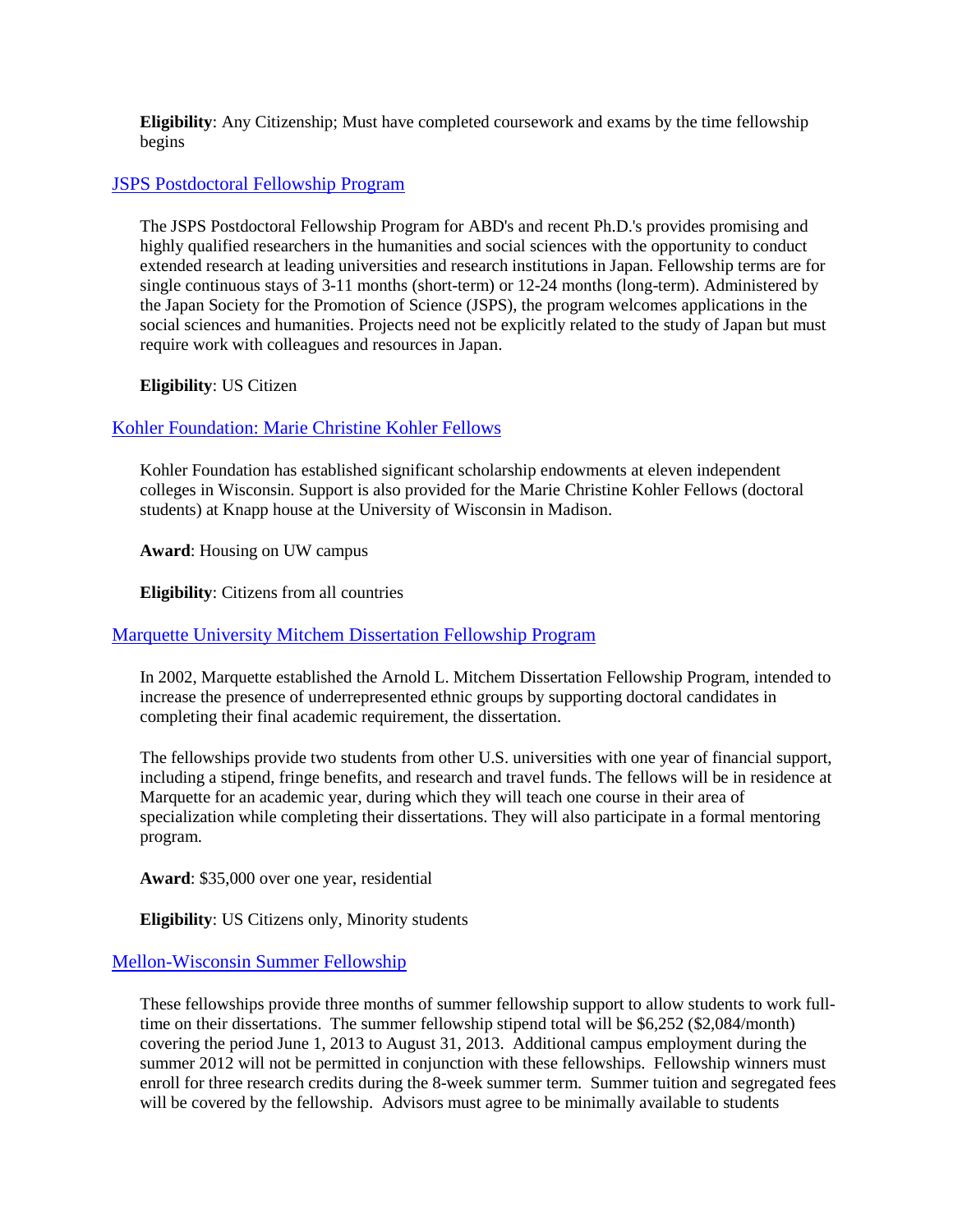**Eligibility**: Any Citizenship; Must have completed coursework and exams by the time fellowship begins

[JSPS Postdoctoral Fellowship Program]

The JSPS Postdoctoral Fellowship Program for ABD's and recent Ph.D.'s provides promising and highly qualified researchers in the humanities and social sciences with the opportunity to conduct extended research at leading universities and research institutions in Japan. Fellowship terms are for single continuous stays of 3-11 months (short-term) or 12-24 months (long-term). Administered by the Japan Society for the Promotion of Science (JSPS), the program welcomes applications in the social sciences and humanities. Projects need not be explicitly related to the study of Japan but must require work with colleagues and resources in Japan.

**Eligibility**: US Citizen

[Kohler Foundation: Marie Christine Kohler Fellows]

Kohler Foundation has established significant scholarship endowments at eleven independent colleges in Wisconsin. Support is also provided for the Marie Christine Kohler Fellows (doctoral students) at Knapp house at the University of Wisconsin in Madison.

**Award**: Housing on UW campus

**Eligibility**: Citizens from all countries

[Marquette University Mitchem Dissertation Fellowship Program]

In 2002, Marquette established the Arnold L. Mitchem Dissertation Fellowship Program, intended to increase the presence of underrepresented ethnic groups by supporting doctoral candidates in completing their final academic requirement, the dissertation.

The fellowships provide two students from other U.S. universities with one year of financial support, including a stipend, fringe benefits, and research and travel funds. The fellows will be in residence at Marquette for an academic year, during which they will teach one course in their area of specialization while completing their dissertations. They will also participate in a formal mentoring program.

**Award**: $35,000 over one year, residential

**Eligibility**: US Citizens only, Minority students

[Mellon-Wisconsin Summer Fellowship]

These fellowships provide three months of summer fellowship support to allow students to work full-time on their dissertations. The summer fellowship stipend total will be $6,252 ($2,084/month) covering the period June 1, 2013 to August 31, 2013. Additional campus employment during the summer 2012 will not be permitted in conjunction with these fellowships. Fellowship winners must enroll for three research credits during the 8-week summer term. Summer tuition and segregated fees will be covered by the fellowship. Advisors must agree to be minimally available to students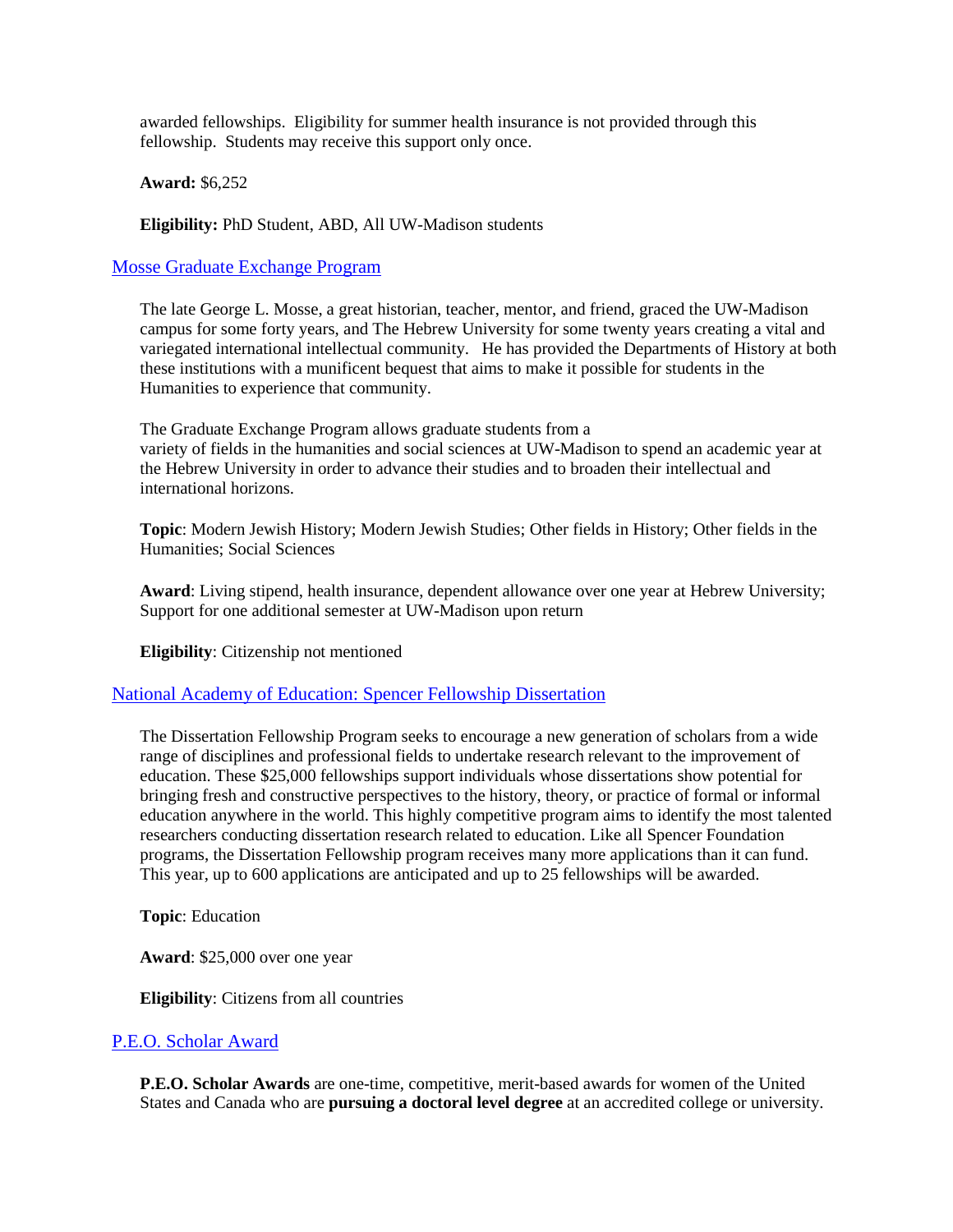awarded fellowships. Eligibility for summer health insurance is not provided through this fellowship. Students may receive this support only once.

**Award:** $6,252

**Eligibility:** PhD Student, ABD, All UW-Madison students

### Mosse Graduate Exchange Program

The late George L. Mosse, a great historian, teacher, mentor, and friend, graced the UW-Madison campus for some forty years, and The Hebrew University for some twenty years creating a vital and variegated international intellectual community. He has provided the Departments of History at both these institutions with a munificent bequest that aims to make it possible for students in the Humanities to experience that community.

The Graduate Exchange Program allows graduate students from a variety of fields in the humanities and social sciences at UW-Madison to spend an academic year at the Hebrew University in order to advance their studies and to broaden their intellectual and international horizons.

**Topic**: Modern Jewish History; Modern Jewish Studies; Other fields in History; Other fields in the Humanities; Social Sciences

**Award**: Living stipend, health insurance, dependent allowance over one year at Hebrew University; Support for one additional semester at UW-Madison upon return

**Eligibility**: Citizenship not mentioned

### National Academy of Education: Spencer Fellowship Dissertation

The Dissertation Fellowship Program seeks to encourage a new generation of scholars from a wide range of disciplines and professional fields to undertake research relevant to the improvement of education. These $25,000 fellowships support individuals whose dissertations show potential for bringing fresh and constructive perspectives to the history, theory, or practice of formal or informal education anywhere in the world. This highly competitive program aims to identify the most talented researchers conducting dissertation research related to education. Like all Spencer Foundation programs, the Dissertation Fellowship program receives many more applications than it can fund. This year, up to 600 applications are anticipated and up to 25 fellowships will be awarded.

**Topic**: Education

**Award**: $25,000 over one year

**Eligibility**: Citizens from all countries

### P.E.O. Scholar Award

**P.E.O. Scholar Awards** are one-time, competitive, merit-based awards for women of the United States and Canada who are **pursuing a doctoral level degree** at an accredited college or university.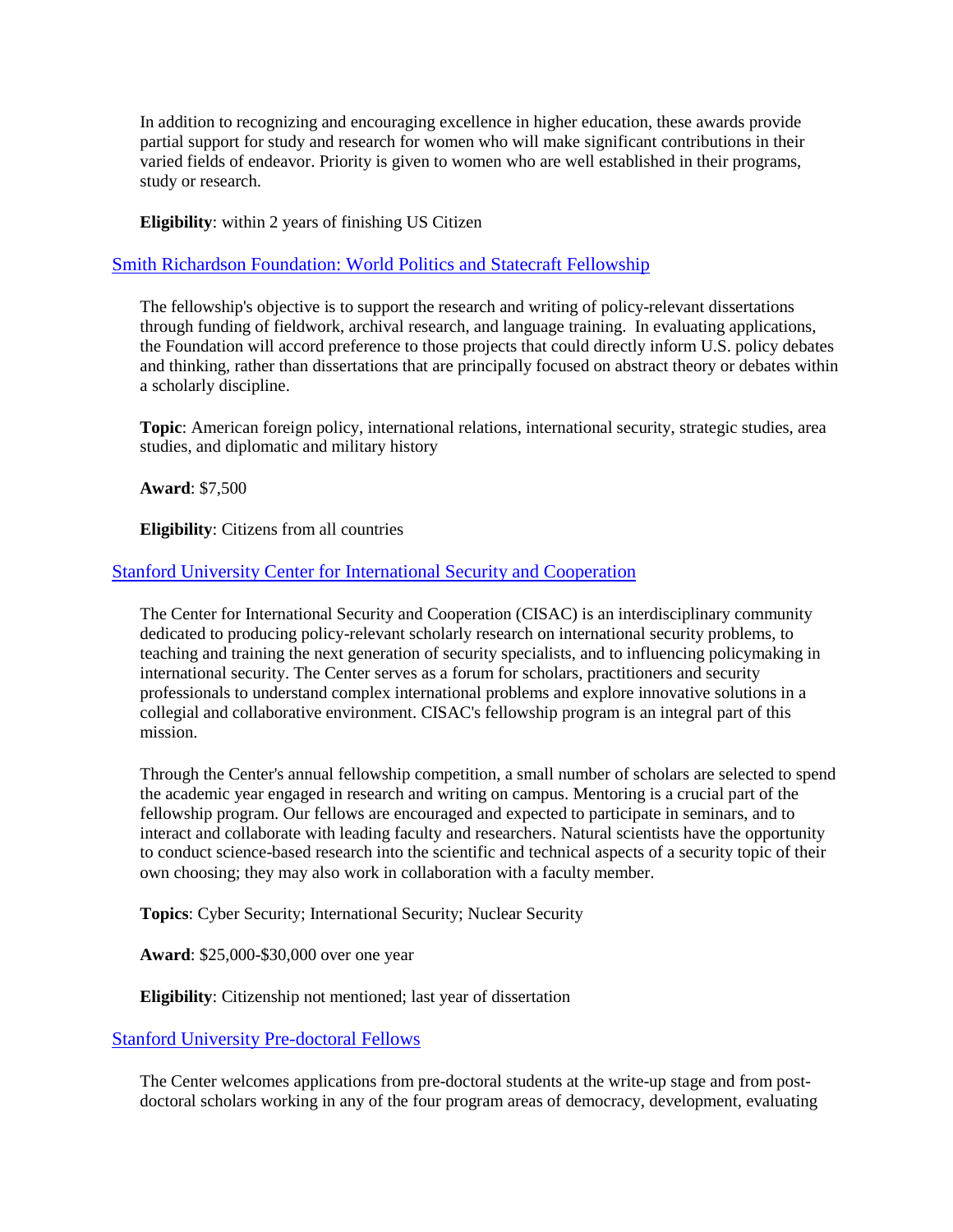In addition to recognizing and encouraging excellence in higher education, these awards provide partial support for study and research for women who will make significant contributions in their varied fields of endeavor. Priority is given to women who are well established in their programs, study or research.

**Eligibility**: within 2 years of finishing US Citizen

[Smith Richardson Foundation: World Politics and Statecraft Fellowship]

The fellowship's objective is to support the research and writing of policy-relevant dissertations through funding of fieldwork, archival research, and language training. In evaluating applications, the Foundation will accord preference to those projects that could directly inform U.S. policy debates and thinking, rather than dissertations that are principally focused on abstract theory or debates within a scholarly discipline.

**Topic**: American foreign policy, international relations, international security, strategic studies, area studies, and diplomatic and military history

**Award**: $7,500

**Eligibility**: Citizens from all countries

[Stanford University Center for International Security and Cooperation]

The Center for International Security and Cooperation (CISAC) is an interdisciplinary community dedicated to producing policy-relevant scholarly research on international security problems, to teaching and training the next generation of security specialists, and to influencing policymaking in international security. The Center serves as a forum for scholars, practitioners and security professionals to understand complex international problems and explore innovative solutions in a collegial and collaborative environment. CISAC's fellowship program is an integral part of this mission.

Through the Center's annual fellowship competition, a small number of scholars are selected to spend the academic year engaged in research and writing on campus. Mentoring is a crucial part of the fellowship program. Our fellows are encouraged and expected to participate in seminars, and to interact and collaborate with leading faculty and researchers. Natural scientists have the opportunity to conduct science-based research into the scientific and technical aspects of a security topic of their own choosing; they may also work in collaboration with a faculty member.

**Topics**: Cyber Security; International Security; Nuclear Security

**Award**: $25,000-$30,000 over one year

**Eligibility**: Citizenship not mentioned; last year of dissertation

[Stanford University Pre-doctoral Fellows]

The Center welcomes applications from pre-doctoral students at the write-up stage and from post-doctoral scholars working in any of the four program areas of democracy, development, evaluating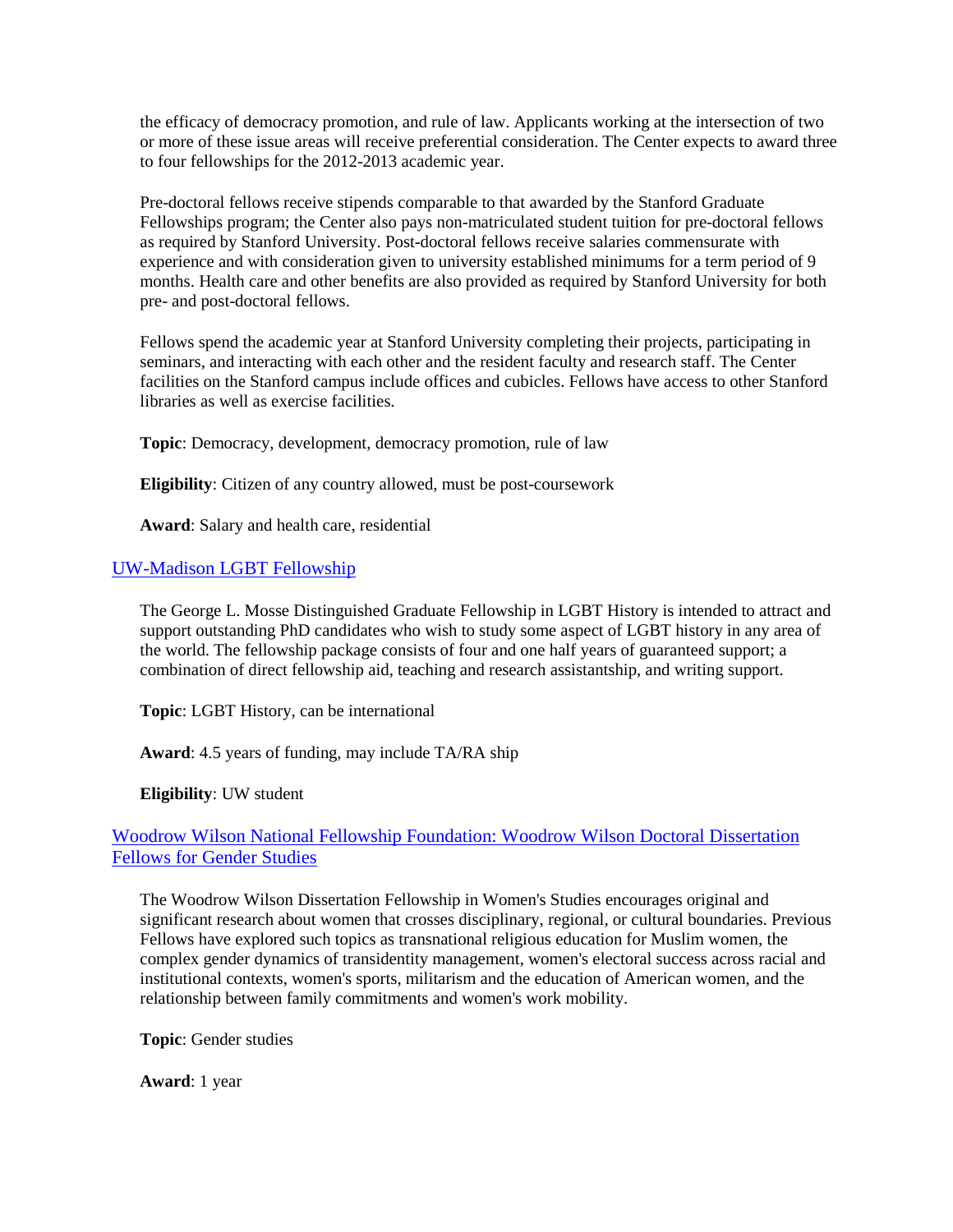the efficacy of democracy promotion, and rule of law. Applicants working at the intersection of two or more of these issue areas will receive preferential consideration. The Center expects to award three to four fellowships for the 2012-2013 academic year.

Pre-doctoral fellows receive stipends comparable to that awarded by the Stanford Graduate Fellowships program; the Center also pays non-matriculated student tuition for pre-doctoral fellows as required by Stanford University. Post-doctoral fellows receive salaries commensurate with experience and with consideration given to university established minimums for a term period of 9 months. Health care and other benefits are also provided as required by Stanford University for both pre- and post-doctoral fellows.

Fellows spend the academic year at Stanford University completing their projects, participating in seminars, and interacting with each other and the resident faculty and research staff. The Center facilities on the Stanford campus include offices and cubicles. Fellows have access to other Stanford libraries as well as exercise facilities.

**Topic**: Democracy, development, democracy promotion, rule of law

**Eligibility**: Citizen of any country allowed, must be post-coursework

**Award**: Salary and health care, residential

## UW-Madison LGBT Fellowship

The George L. Mosse Distinguished Graduate Fellowship in LGBT History is intended to attract and support outstanding PhD candidates who wish to study some aspect of LGBT history in any area of the world. The fellowship package consists of four and one half years of guaranteed support; a combination of direct fellowship aid, teaching and research assistantship, and writing support.

**Topic**: LGBT History, can be international

**Award**: 4.5 years of funding, may include TA/RA ship

**Eligibility**: UW student

## Woodrow Wilson National Fellowship Foundation: Woodrow Wilson Doctoral Dissertation Fellows for Gender Studies

The Woodrow Wilson Dissertation Fellowship in Women's Studies encourages original and significant research about women that crosses disciplinary, regional, or cultural boundaries. Previous Fellows have explored such topics as transnational religious education for Muslim women, the complex gender dynamics of transidentity management, women's electoral success across racial and institutional contexts, women's sports, militarism and the education of American women, and the relationship between family commitments and women's work mobility.

**Topic**: Gender studies

**Award**: 1 year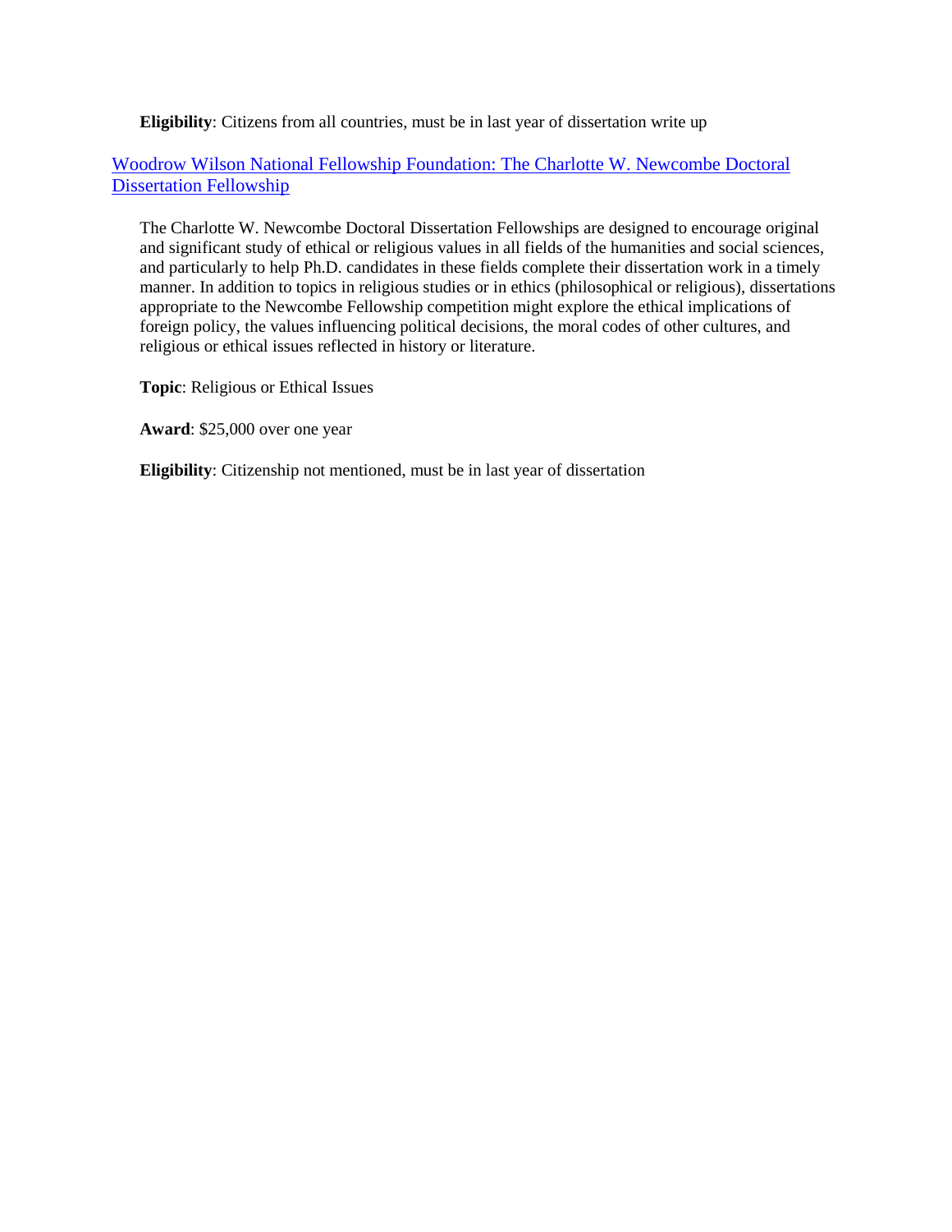**Eligibility**: Citizens from all countries, must be in last year of dissertation write up

[Woodrow Wilson National Fellowship Foundation: The Charlotte W. Newcombe Doctoral Dissertation Fellowship]

The Charlotte W. Newcombe Doctoral Dissertation Fellowships are designed to encourage original and significant study of ethical or religious values in all fields of the humanities and social sciences, and particularly to help Ph.D. candidates in these fields complete their dissertation work in a timely manner. In addition to topics in religious studies or in ethics (philosophical or religious), dissertations appropriate to the Newcombe Fellowship competition might explore the ethical implications of foreign policy, the values influencing political decisions, the moral codes of other cultures, and religious or ethical issues reflected in history or literature.

**Topic**: Religious or Ethical Issues

**Award**: $25,000 over one year

**Eligibility**: Citizenship not mentioned, must be in last year of dissertation